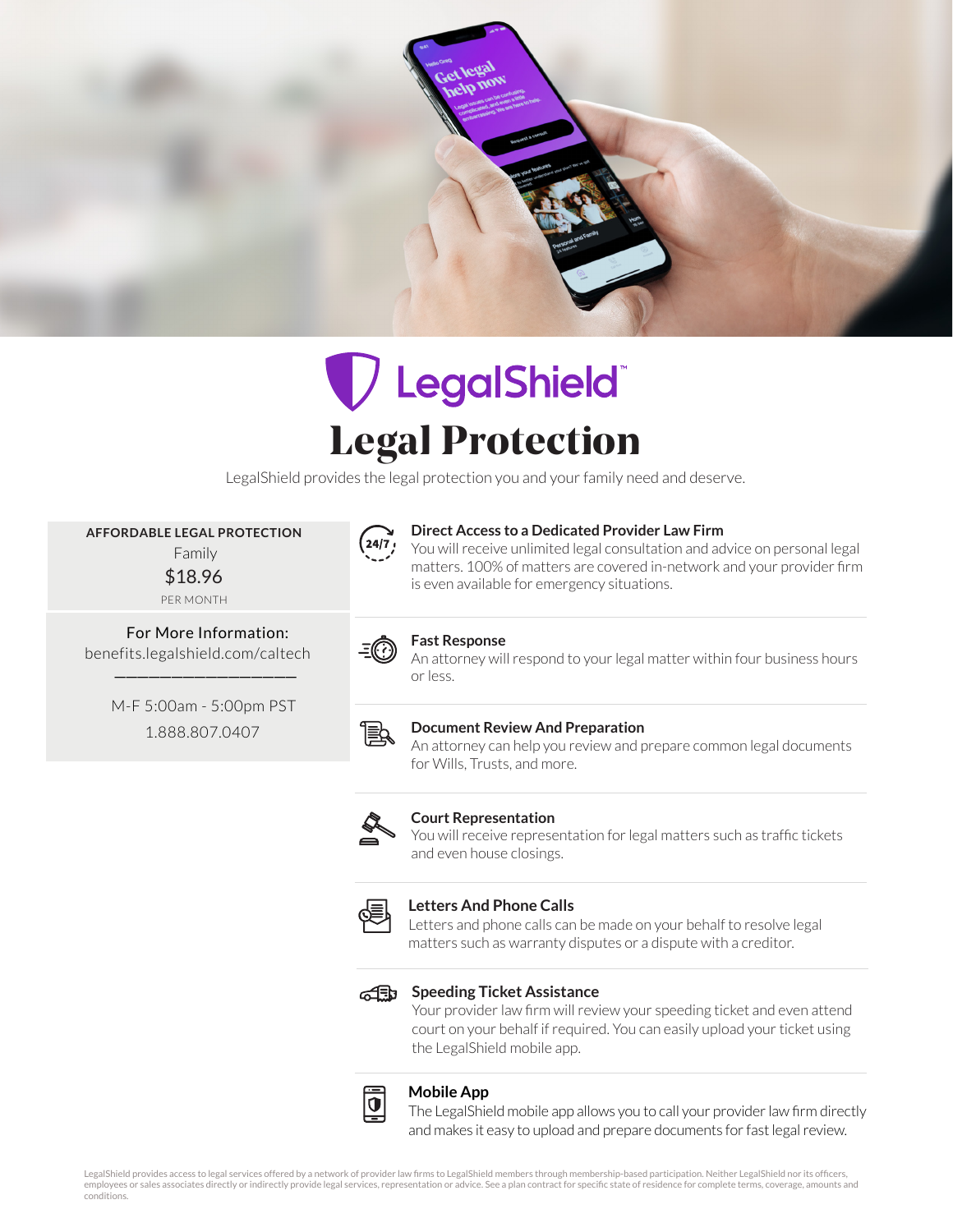LegalShield™

# Legal Protection

LegalShield provides the legal protection you and your family need and deserve.

**AFFORDABLE LEGAL PROTECTION**

Family

$18.96

PER MONTH

For More Information:
benefits.legalshield.com/caltech

M-F 5:00am - 5:00pm PST
1.888.807.0407

### Direct Access to a Dedicated Provider Law Firm

You will receive unlimited legal consultation and advice on personal legal matters. 100% of matters are covered in-network and your provider firm is even available for emergency situations.

### Fast Response

An attorney will respond to your legal matter within four business hours or less.

### Document Review And Preparation

An attorney can help you review and prepare common legal documents for Wills, Trusts, and more.

### Court Representation

You will receive representation for legal matters such as traffic tickets and even house closings.

### Letters And Phone Calls

Letters and phone calls can be made on your behalf to resolve legal matters such as warranty disputes or a dispute with a creditor.

### Speeding Ticket Assistance

Your provider law firm will review your speeding ticket and even attend court on your behalf if required. You can easily upload your ticket using the LegalShield mobile app.

### Mobile App

The LegalShield mobile app allows you to call your provider law firm directly and makes it easy to upload and prepare documents for fast legal review.

LegalShield provides access to legal services offered by a network of provider law firms to LegalShield members through membership-based participation. Neither LegalShield nor its officers, employees or sales associates directly or indirectly provide legal services, representation or advice. See a plan contract for specific state of residence for complete terms, coverage, amounts and conditions.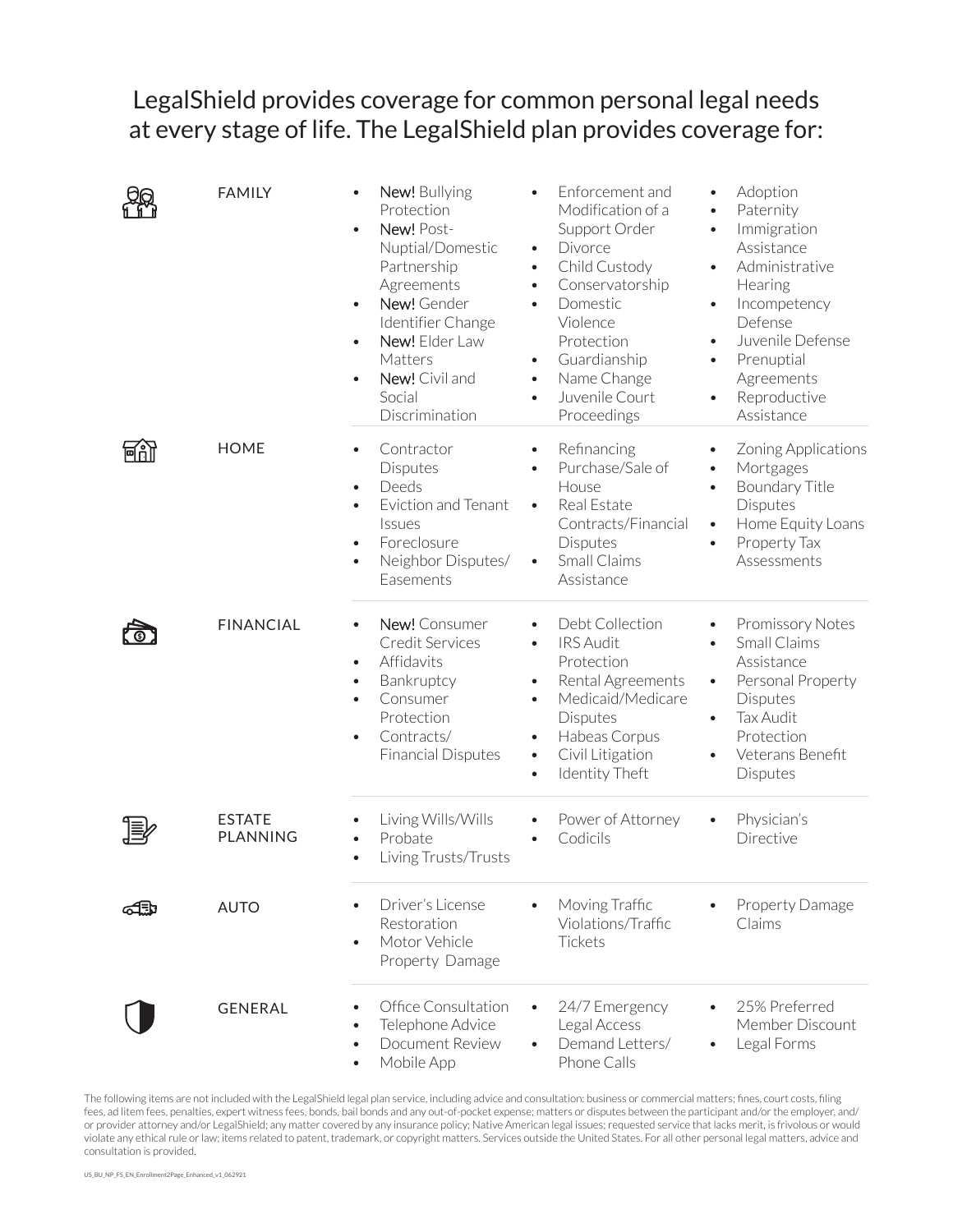# LegalShield provides coverage for common personal legal needs at every stage of life. The LegalShield plan provides coverage for:

| | | | |
|---|---|---|---|
| FAMILY | • New! Bullying Protection<br>• New! Post-Nuptial/Domestic Partnership Agreements<br>• New! Gender Identifier Change<br>• New! Elder Law Matters<br>• New! Civil and Social Discrimination | • Enforcement and Modification of a Support Order<br>• Divorce<br>• Child Custody<br>• Conservatorship<br>• Domestic Violence Protection<br>• Guardianship<br>• Name Change<br>• Juvenile Court Proceedings | • Adoption<br>• Paternity<br>• Immigration Assistance<br>• Administrative Hearing<br>• Incompetency Defense<br>• Juvenile Defense<br>• Prenuptial Agreements<br>• Reproductive Assistance |
| HOME | • Contractor Disputes<br>• Deeds<br>• Eviction and Tenant Issues<br>• Foreclosure<br>• Neighbor Disputes/ Easements | • Refinancing<br>• Purchase/Sale of House<br>• Real Estate Contracts/Financial Disputes<br>• Small Claims Assistance | • Zoning Applications<br>• Mortgages<br>• Boundary Title Disputes<br>• Home Equity Loans<br>• Property Tax Assessments |
| FINANCIAL | • New! Consumer Credit Services<br>• Affidavits<br>• Bankruptcy<br>• Consumer Protection<br>• Contracts/ Financial Disputes | • Debt Collection<br>• IRS Audit Protection<br>• Rental Agreements<br>• Medicaid/Medicare Disputes<br>• Habeas Corpus<br>• Civil Litigation<br>• Identity Theft | • Promissory Notes<br>• Small Claims Assistance<br>• Personal Property Disputes<br>• Tax Audit Protection<br>• Veterans Benefit Disputes |
| ESTATE PLANNING | • Living Wills/Wills<br>• Probate<br>• Living Trusts/Trusts | • Power of Attorney<br>• Codicils | • Physician's Directive |
| AUTO | • Driver's License Restoration<br>• Motor Vehicle Property Damage | • Moving Traffic Violations/Traffic Tickets | • Property Damage Claims |
| GENERAL | • Office Consultation<br>• Telephone Advice<br>• Document Review<br>• Mobile App | • 24/7 Emergency Legal Access<br>• Demand Letters/ Phone Calls | • 25% Preferred Member Discount<br>• Legal Forms |

The following items are not included with the LegalShield legal plan service, including advice and consultation: business or commercial matters; fines, court costs, filing fees, ad litem fees, penalties, expert witness fees, bonds, bail bonds and any out-of-pocket expense; matters or disputes between the participant and/or the employer, and/or provider attorney and/or LegalShield; any matter covered by any insurance policy; Native American legal issues; requested service that lacks merit, is frivolous or would violate any ethical rule or law; items related to patent, trademark, or copyright matters. Services outside the United States. For all other personal legal matters, advice and consultation is provided.

US_BU_NP_FS_EN_Enrollment2Page_Enhanced_v1_062921